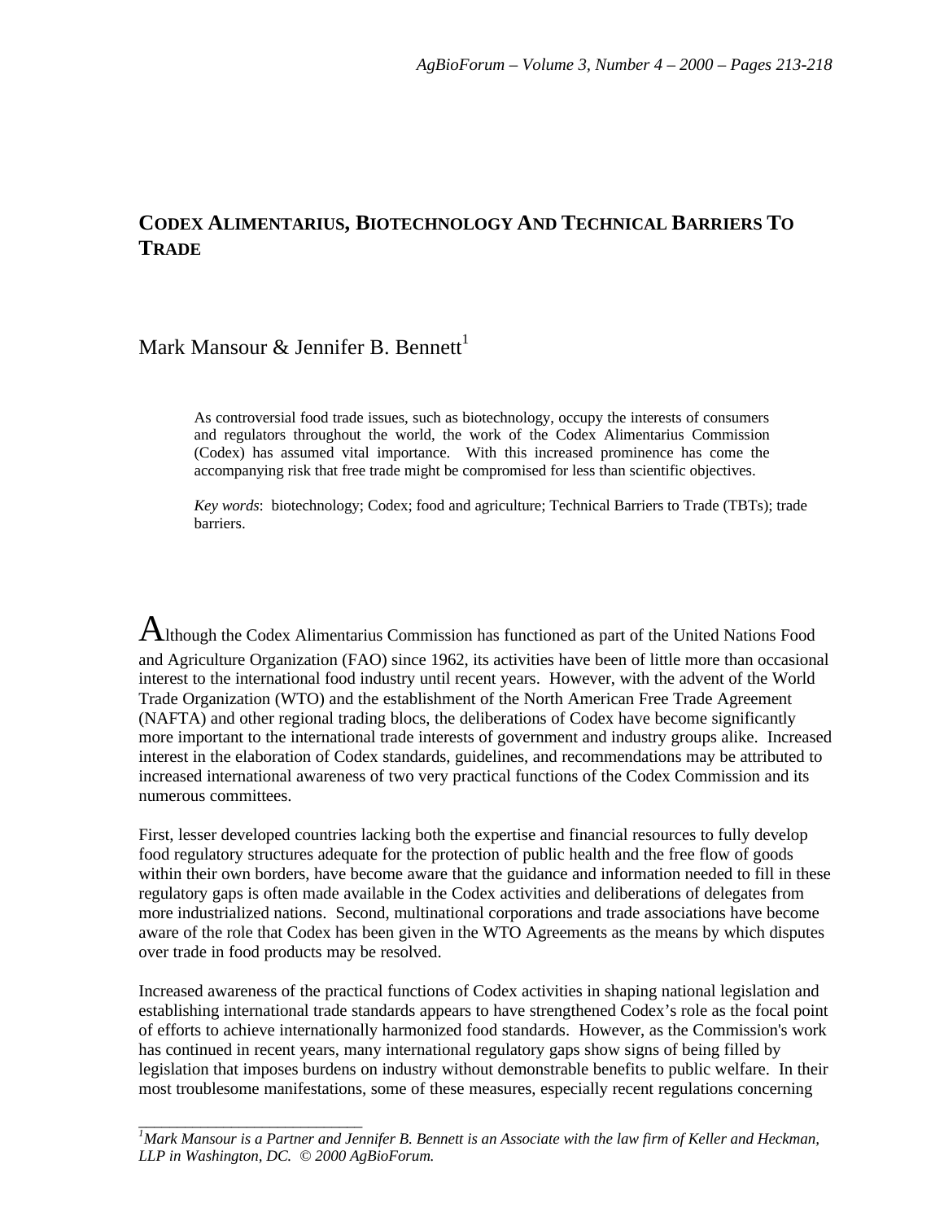# CODEX ALIMENTARIUS, BIOTECHNOLOGY AND TECHNICAL BARRIERS TO TRADE

Mark Mansour & Jennifer B. Bennett[1]

> As controversial food trade issues, such as biotechnology, occupy the interests of consumers and regulators throughout the world, the work of the Codex Alimentarius Commission (Codex) has assumed vital importance. With this increased prominence has come the accompanying risk that free trade might be compromised for less than scientific objectives.
>
> *Key words*: biotechnology; Codex; food and agriculture; Technical Barriers to Trade (TBTs); trade barriers.

Although the Codex Alimentarius Commission has functioned as part of the United Nations Food and Agriculture Organization (FAO) since 1962, its activities have been of little more than occasional interest to the international food industry until recent years. However, with the advent of the World Trade Organization (WTO) and the establishment of the North American Free Trade Agreement (NAFTA) and other regional trading blocs, the deliberations of Codex have become significantly more important to the international trade interests of government and industry groups alike. Increased interest in the elaboration of Codex standards, guidelines, and recommendations may be attributed to increased international awareness of two very practical functions of the Codex Commission and its numerous committees.

First, lesser developed countries lacking both the expertise and financial resources to fully develop food regulatory structures adequate for the protection of public health and the free flow of goods within their own borders, have become aware that the guidance and information needed to fill in these regulatory gaps is often made available in the Codex activities and deliberations of delegates from more industrialized nations. Second, multinational corporations and trade associations have become aware of the role that Codex has been given in the WTO Agreements as the means by which disputes over trade in food products may be resolved.

Increased awareness of the practical functions of Codex activities in shaping national legislation and establishing international trade standards appears to have strengthened Codex's role as the focal point of efforts to achieve internationally harmonized food standards. However, as the Commission's work has continued in recent years, many international regulatory gaps show signs of being filled by legislation that imposes burdens on industry without demonstrable benefits to public welfare. In their most troublesome manifestations, some of these measures, especially recent regulations concerning

[1] *Mark Mansour is a Partner and Jennifer B. Bennett is an Associate with the law firm of Keller and Heckman, LLP in Washington, DC. © 2000 AgBioForum.*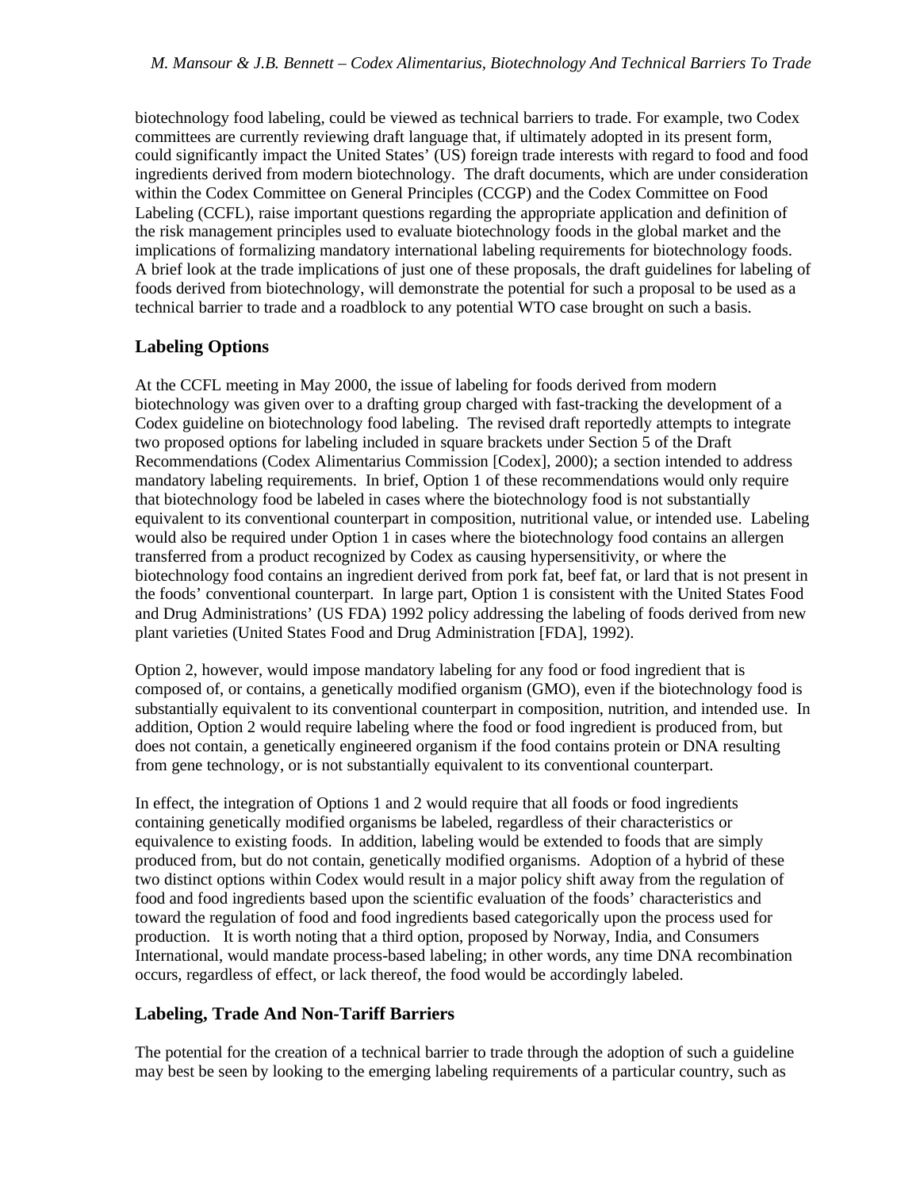biotechnology food labeling, could be viewed as technical barriers to trade. For example, two Codex committees are currently reviewing draft language that, if ultimately adopted in its present form, could significantly impact the United States' (US) foreign trade interests with regard to food and food ingredients derived from modern biotechnology. The draft documents, which are under consideration within the Codex Committee on General Principles (CCGP) and the Codex Committee on Food Labeling (CCFL), raise important questions regarding the appropriate application and definition of the risk management principles used to evaluate biotechnology foods in the global market and the implications of formalizing mandatory international labeling requirements for biotechnology foods. A brief look at the trade implications of just one of these proposals, the draft guidelines for labeling of foods derived from biotechnology, will demonstrate the potential for such a proposal to be used as a technical barrier to trade and a roadblock to any potential WTO case brought on such a basis.

## Labeling Options

At the CCFL meeting in May 2000, the issue of labeling for foods derived from modern biotechnology was given over to a drafting group charged with fast-tracking the development of a Codex guideline on biotechnology food labeling. The revised draft reportedly attempts to integrate two proposed options for labeling included in square brackets under Section 5 of the Draft Recommendations (Codex Alimentarius Commission [Codex], 2000); a section intended to address mandatory labeling requirements. In brief, Option 1 of these recommendations would only require that biotechnology food be labeled in cases where the biotechnology food is not substantially equivalent to its conventional counterpart in composition, nutritional value, or intended use. Labeling would also be required under Option 1 in cases where the biotechnology food contains an allergen transferred from a product recognized by Codex as causing hypersensitivity, or where the biotechnology food contains an ingredient derived from pork fat, beef fat, or lard that is not present in the foods' conventional counterpart. In large part, Option 1 is consistent with the United States Food and Drug Administrations' (US FDA) 1992 policy addressing the labeling of foods derived from new plant varieties (United States Food and Drug Administration [FDA], 1992).

Option 2, however, would impose mandatory labeling for any food or food ingredient that is composed of, or contains, a genetically modified organism (GMO), even if the biotechnology food is substantially equivalent to its conventional counterpart in composition, nutrition, and intended use. In addition, Option 2 would require labeling where the food or food ingredient is produced from, but does not contain, a genetically engineered organism if the food contains protein or DNA resulting from gene technology, or is not substantially equivalent to its conventional counterpart.

In effect, the integration of Options 1 and 2 would require that all foods or food ingredients containing genetically modified organisms be labeled, regardless of their characteristics or equivalence to existing foods. In addition, labeling would be extended to foods that are simply produced from, but do not contain, genetically modified organisms. Adoption of a hybrid of these two distinct options within Codex would result in a major policy shift away from the regulation of food and food ingredients based upon the scientific evaluation of the foods' characteristics and toward the regulation of food and food ingredients based categorically upon the process used for production. It is worth noting that a third option, proposed by Norway, India, and Consumers International, would mandate process-based labeling; in other words, any time DNA recombination occurs, regardless of effect, or lack thereof, the food would be accordingly labeled.

## Labeling, Trade And Non-Tariff Barriers

The potential for the creation of a technical barrier to trade through the adoption of such a guideline may best be seen by looking to the emerging labeling requirements of a particular country, such as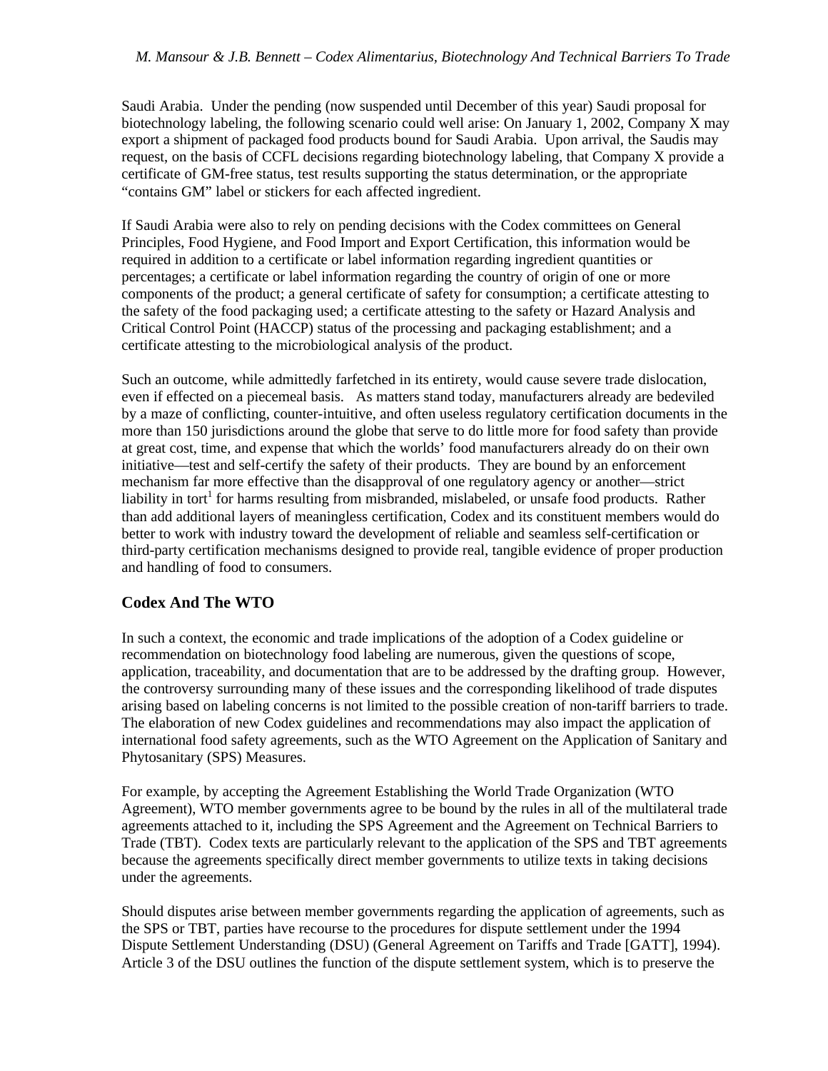Saudi Arabia. Under the pending (now suspended until December of this year) Saudi proposal for biotechnology labeling, the following scenario could well arise: On January 1, 2002, Company X may export a shipment of packaged food products bound for Saudi Arabia. Upon arrival, the Saudis may request, on the basis of CCFL decisions regarding biotechnology labeling, that Company X provide a certificate of GM-free status, test results supporting the status determination, or the appropriate "contains GM" label or stickers for each affected ingredient.

If Saudi Arabia were also to rely on pending decisions with the Codex committees on General Principles, Food Hygiene, and Food Import and Export Certification, this information would be required in addition to a certificate or label information regarding ingredient quantities or percentages; a certificate or label information regarding the country of origin of one or more components of the product; a general certificate of safety for consumption; a certificate attesting to the safety of the food packaging used; a certificate attesting to the safety or Hazard Analysis and Critical Control Point (HACCP) status of the processing and packaging establishment; and a certificate attesting to the microbiological analysis of the product.

Such an outcome, while admittedly farfetched in its entirety, would cause severe trade dislocation, even if effected on a piecemeal basis. As matters stand today, manufacturers already are bedeviled by a maze of conflicting, counter-intuitive, and often useless regulatory certification documents in the more than 150 jurisdictions around the globe that serve to do little more for food safety than provide at great cost, time, and expense that which the worlds' food manufacturers already do on their own initiative—test and self-certify the safety of their products. They are bound by an enforcement mechanism far more effective than the disapproval of one regulatory agency or another—strict liability in tort[1] for harms resulting from misbranded, mislabeled, or unsafe food products. Rather than add additional layers of meaningless certification, Codex and its constituent members would do better to work with industry toward the development of reliable and seamless self-certification or third-party certification mechanisms designed to provide real, tangible evidence of proper production and handling of food to consumers.

## Codex And The WTO

In such a context, the economic and trade implications of the adoption of a Codex guideline or recommendation on biotechnology food labeling are numerous, given the questions of scope, application, traceability, and documentation that are to be addressed by the drafting group. However, the controversy surrounding many of these issues and the corresponding likelihood of trade disputes arising based on labeling concerns is not limited to the possible creation of non-tariff barriers to trade. The elaboration of new Codex guidelines and recommendations may also impact the application of international food safety agreements, such as the WTO Agreement on the Application of Sanitary and Phytosanitary (SPS) Measures.

For example, by accepting the Agreement Establishing the World Trade Organization (WTO Agreement), WTO member governments agree to be bound by the rules in all of the multilateral trade agreements attached to it, including the SPS Agreement and the Agreement on Technical Barriers to Trade (TBT). Codex texts are particularly relevant to the application of the SPS and TBT agreements because the agreements specifically direct member governments to utilize texts in taking decisions under the agreements.

Should disputes arise between member governments regarding the application of agreements, such as the SPS or TBT, parties have recourse to the procedures for dispute settlement under the 1994 Dispute Settlement Understanding (DSU) (General Agreement on Tariffs and Trade [GATT], 1994). Article 3 of the DSU outlines the function of the dispute settlement system, which is to preserve the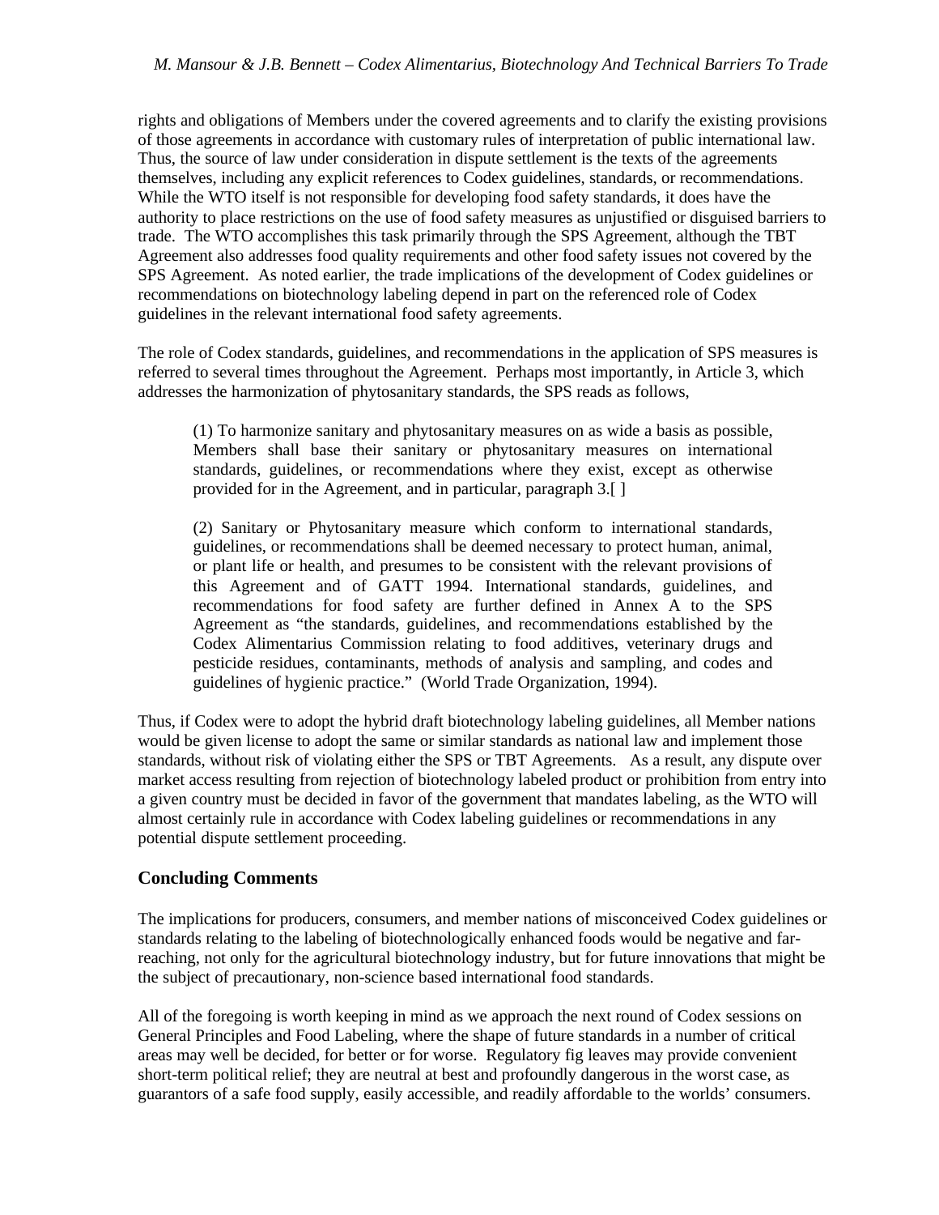rights and obligations of Members under the covered agreements and to clarify the existing provisions of those agreements in accordance with customary rules of interpretation of public international law. Thus, the source of law under consideration in dispute settlement is the texts of the agreements themselves, including any explicit references to Codex guidelines, standards, or recommendations. While the WTO itself is not responsible for developing food safety standards, it does have the authority to place restrictions on the use of food safety measures as unjustified or disguised barriers to trade. The WTO accomplishes this task primarily through the SPS Agreement, although the TBT Agreement also addresses food quality requirements and other food safety issues not covered by the SPS Agreement. As noted earlier, the trade implications of the development of Codex guidelines or recommendations on biotechnology labeling depend in part on the referenced role of Codex guidelines in the relevant international food safety agreements.

The role of Codex standards, guidelines, and recommendations in the application of SPS measures is referred to several times throughout the Agreement. Perhaps most importantly, in Article 3, which addresses the harmonization of phytosanitary standards, the SPS reads as follows,

> (1) To harmonize sanitary and phytosanitary measures on as wide a basis as possible, Members shall base their sanitary or phytosanitary measures on international standards, guidelines, or recommendations where they exist, except as otherwise provided for in the Agreement, and in particular, paragraph 3.[ ]
>
> (2) Sanitary or Phytosanitary measure which conform to international standards, guidelines, or recommendations shall be deemed necessary to protect human, animal, or plant life or health, and presumes to be consistent with the relevant provisions of this Agreement and of GATT 1994. International standards, guidelines, and recommendations for food safety are further defined in Annex A to the SPS Agreement as "the standards, guidelines, and recommendations established by the Codex Alimentarius Commission relating to food additives, veterinary drugs and pesticide residues, contaminants, methods of analysis and sampling, and codes and guidelines of hygienic practice." (World Trade Organization, 1994).

Thus, if Codex were to adopt the hybrid draft biotechnology labeling guidelines, all Member nations would be given license to adopt the same or similar standards as national law and implement those standards, without risk of violating either the SPS or TBT Agreements. As a result, any dispute over market access resulting from rejection of biotechnology labeled product or prohibition from entry into a given country must be decided in favor of the government that mandates labeling, as the WTO will almost certainly rule in accordance with Codex labeling guidelines or recommendations in any potential dispute settlement proceeding.

## Concluding Comments

The implications for producers, consumers, and member nations of misconceived Codex guidelines or standards relating to the labeling of biotechnologically enhanced foods would be negative and far-reaching, not only for the agricultural biotechnology industry, but for future innovations that might be the subject of precautionary, non-science based international food standards.

All of the foregoing is worth keeping in mind as we approach the next round of Codex sessions on General Principles and Food Labeling, where the shape of future standards in a number of critical areas may well be decided, for better or for worse. Regulatory fig leaves may provide convenient short-term political relief; they are neutral at best and profoundly dangerous in the worst case, as guarantors of a safe food supply, easily accessible, and readily affordable to the worlds' consumers.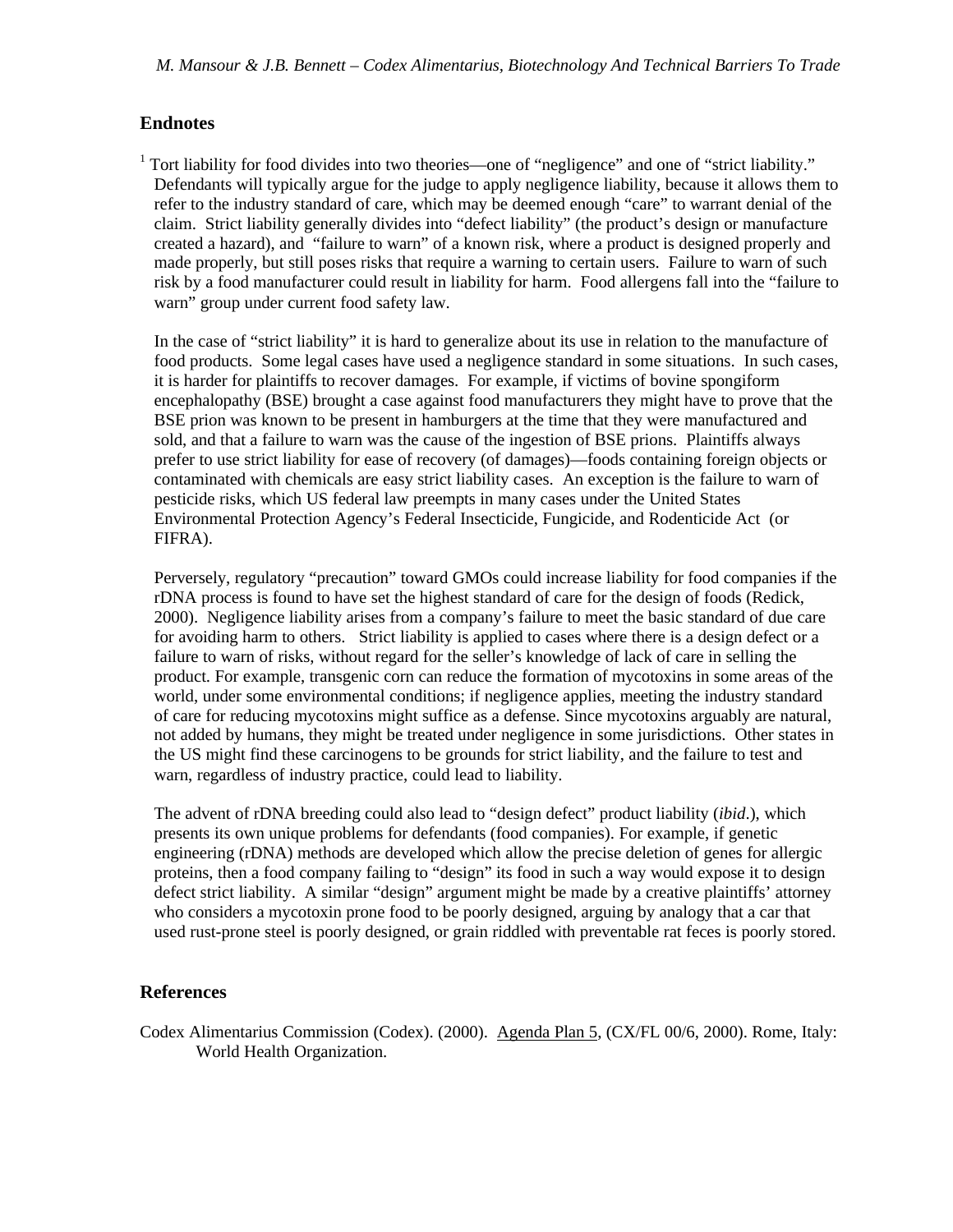## Endnotes

[1] Tort liability for food divides into two theories—one of "negligence" and one of "strict liability." Defendants will typically argue for the judge to apply negligence liability, because it allows them to refer to the industry standard of care, which may be deemed enough "care" to warrant denial of the claim. Strict liability generally divides into "defect liability" (the product's design or manufacture created a hazard), and "failure to warn" of a known risk, where a product is designed properly and made properly, but still poses risks that require a warning to certain users. Failure to warn of such risk by a food manufacturer could result in liability for harm. Food allergens fall into the "failure to warn" group under current food safety law.

In the case of "strict liability" it is hard to generalize about its use in relation to the manufacture of food products. Some legal cases have used a negligence standard in some situations. In such cases, it is harder for plaintiffs to recover damages. For example, if victims of bovine spongiform encephalopathy (BSE) brought a case against food manufacturers they might have to prove that the BSE prion was known to be present in hamburgers at the time that they were manufactured and sold, and that a failure to warn was the cause of the ingestion of BSE prions. Plaintiffs always prefer to use strict liability for ease of recovery (of damages)—foods containing foreign objects or contaminated with chemicals are easy strict liability cases. An exception is the failure to warn of pesticide risks, which US federal law preempts in many cases under the United States Environmental Protection Agency's Federal Insecticide, Fungicide, and Rodenticide Act (or FIFRA).

Perversely, regulatory "precaution" toward GMOs could increase liability for food companies if the rDNA process is found to have set the highest standard of care for the design of foods (Redick, 2000). Negligence liability arises from a company's failure to meet the basic standard of due care for avoiding harm to others. Strict liability is applied to cases where there is a design defect or a failure to warn of risks, without regard for the seller's knowledge of lack of care in selling the product. For example, transgenic corn can reduce the formation of mycotoxins in some areas of the world, under some environmental conditions; if negligence applies, meeting the industry standard of care for reducing mycotoxins might suffice as a defense. Since mycotoxins arguably are natural, not added by humans, they might be treated under negligence in some jurisdictions. Other states in the US might find these carcinogens to be grounds for strict liability, and the failure to test and warn, regardless of industry practice, could lead to liability.

The advent of rDNA breeding could also lead to "design defect" product liability (*ibid*.), which presents its own unique problems for defendants (food companies). For example, if genetic engineering (rDNA) methods are developed which allow the precise deletion of genes for allergic proteins, then a food company failing to "design" its food in such a way would expose it to design defect strict liability. A similar "design" argument might be made by a creative plaintiffs' attorney who considers a mycotoxin prone food to be poorly designed, arguing by analogy that a car that used rust-prone steel is poorly designed, or grain riddled with preventable rat feces is poorly stored.

## References

Codex Alimentarius Commission (Codex). (2000). Agenda Plan 5, (CX/FL 00/6, 2000). Rome, Italy: World Health Organization.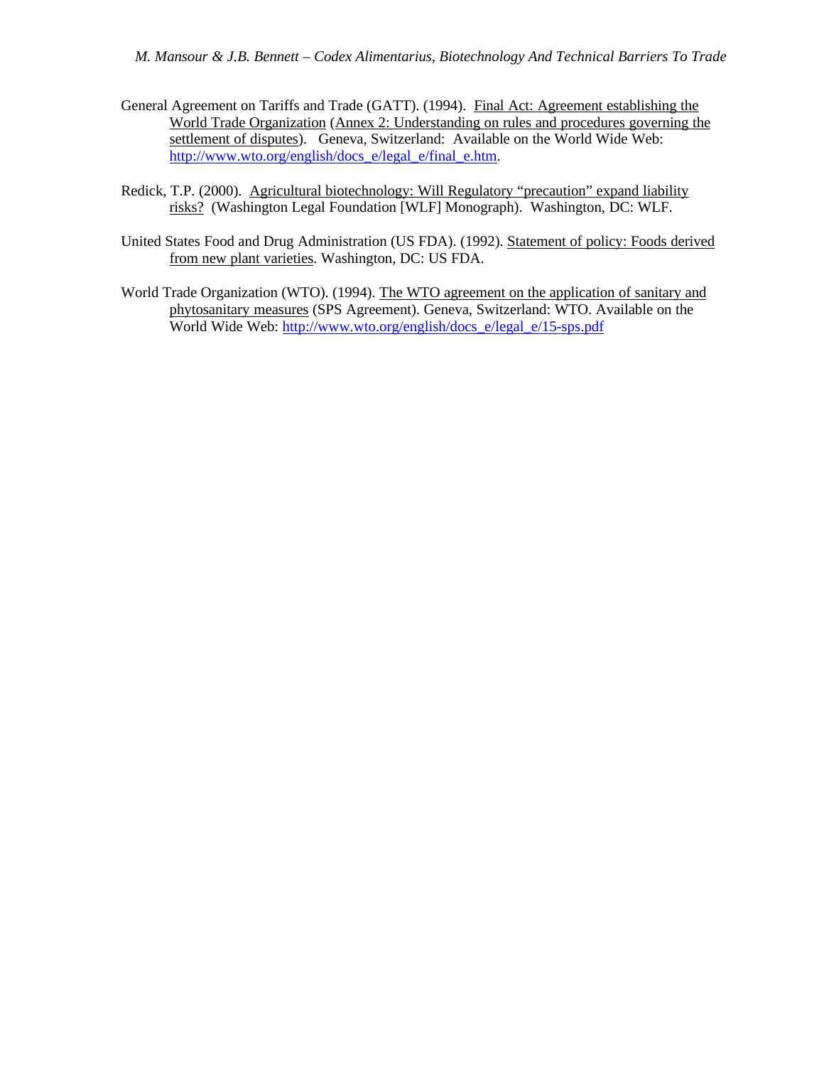General Agreement on Tariffs and Trade (GATT). (1994). Final Act: Agreement establishing the World Trade Organization (Annex 2: Understanding on rules and procedures governing the settlement of disputes). Geneva, Switzerland: Available on the World Wide Web: http://www.wto.org/english/docs_e/legal_e/final_e.htm.

Redick, T.P. (2000). Agricultural biotechnology: Will Regulatory "precaution" expand liability risks? (Washington Legal Foundation [WLF] Monograph). Washington, DC: WLF.

United States Food and Drug Administration (US FDA). (1992). Statement of policy: Foods derived from new plant varieties. Washington, DC: US FDA.

World Trade Organization (WTO). (1994). The WTO agreement on the application of sanitary and phytosanitary measures (SPS Agreement). Geneva, Switzerland: WTO. Available on the World Wide Web: http://www.wto.org/english/docs_e/legal_e/15-sps.pdf